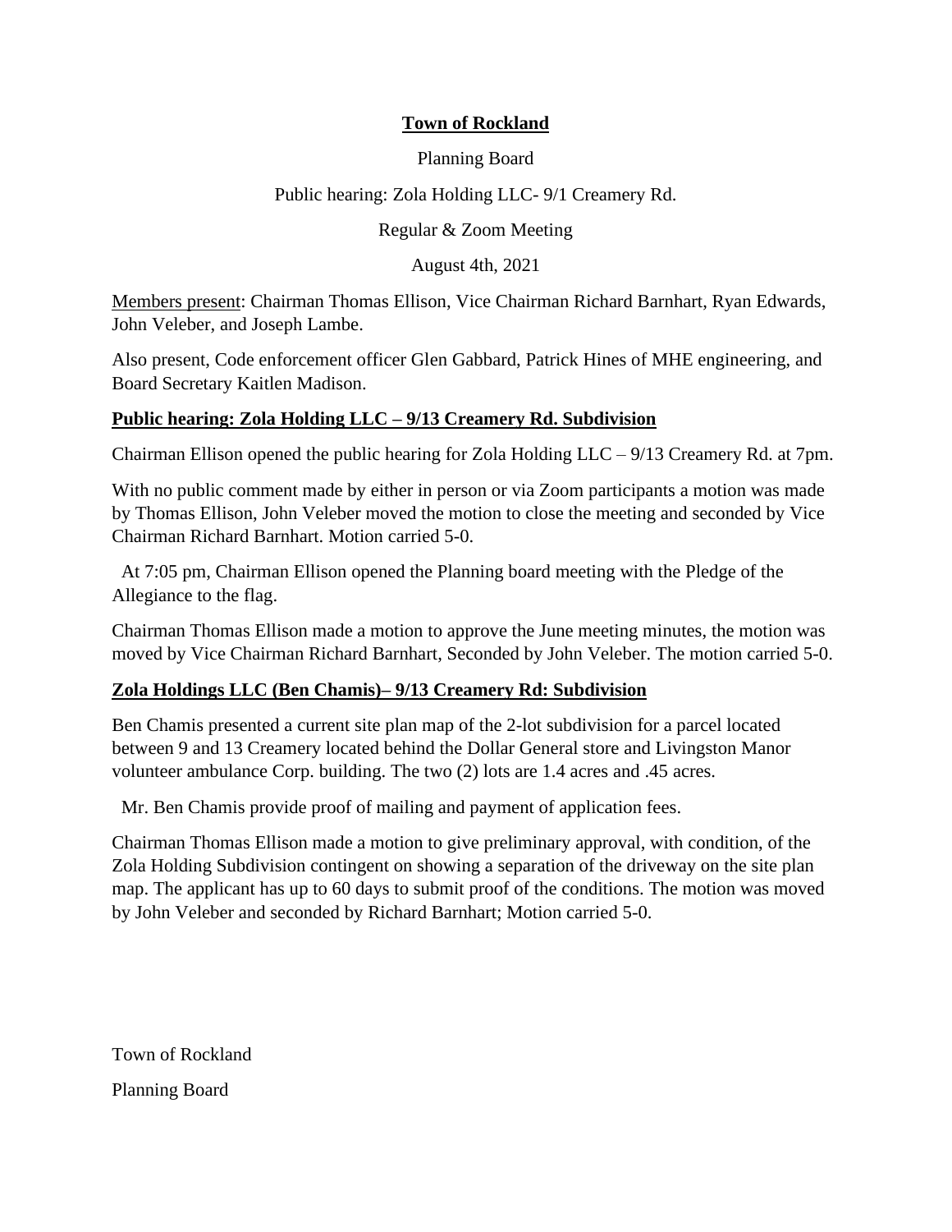**Town of Rockland**

Planning Board

Public hearing: Zola Holding LLC- 9/1 Creamery Rd.

Regular & Zoom Meeting

August 4th, 2021

Members present: Chairman Thomas Ellison, Vice Chairman Richard Barnhart, Ryan Edwards, John Veleber, and Joseph Lambe.

Also present, Code enforcement officer Glen Gabbard, Patrick Hines of MHE engineering, and Board Secretary Kaitlen Madison.

**Public hearing: Zola Holding LLC – 9/13 Creamery Rd. Subdivision**

Chairman Ellison opened the public hearing for Zola Holding LLC – 9/13 Creamery Rd. at 7pm.

With no public comment made by either in person or via Zoom participants a motion was made by Thomas Ellison, John Veleber moved the motion to close the meeting and seconded by Vice Chairman Richard Barnhart. Motion carried 5-0.

At 7:05 pm, Chairman Ellison opened the Planning board meeting with the Pledge of the Allegiance to the flag.

Chairman Thomas Ellison made a motion to approve the June meeting minutes, the motion was moved by Vice Chairman Richard Barnhart, Seconded by John Veleber. The motion carried 5-0.

**Zola Holdings LLC (Ben Chamis)– 9/13 Creamery Rd: Subdivision**

Ben Chamis presented a current site plan map of the 2-lot subdivision for a parcel located between 9 and 13 Creamery located behind the Dollar General store and Livingston Manor volunteer ambulance Corp. building. The two (2) lots are 1.4 acres and .45 acres.

Mr. Ben Chamis provide proof of mailing and payment of application fees.

Chairman Thomas Ellison made a motion to give preliminary approval, with condition, of the Zola Holding Subdivision contingent on showing a separation of the driveway on the site plan map. The applicant has up to 60 days to submit proof of the conditions. The motion was moved by John Veleber and seconded by Richard Barnhart; Motion carried 5-0.

Town of Rockland

Planning Board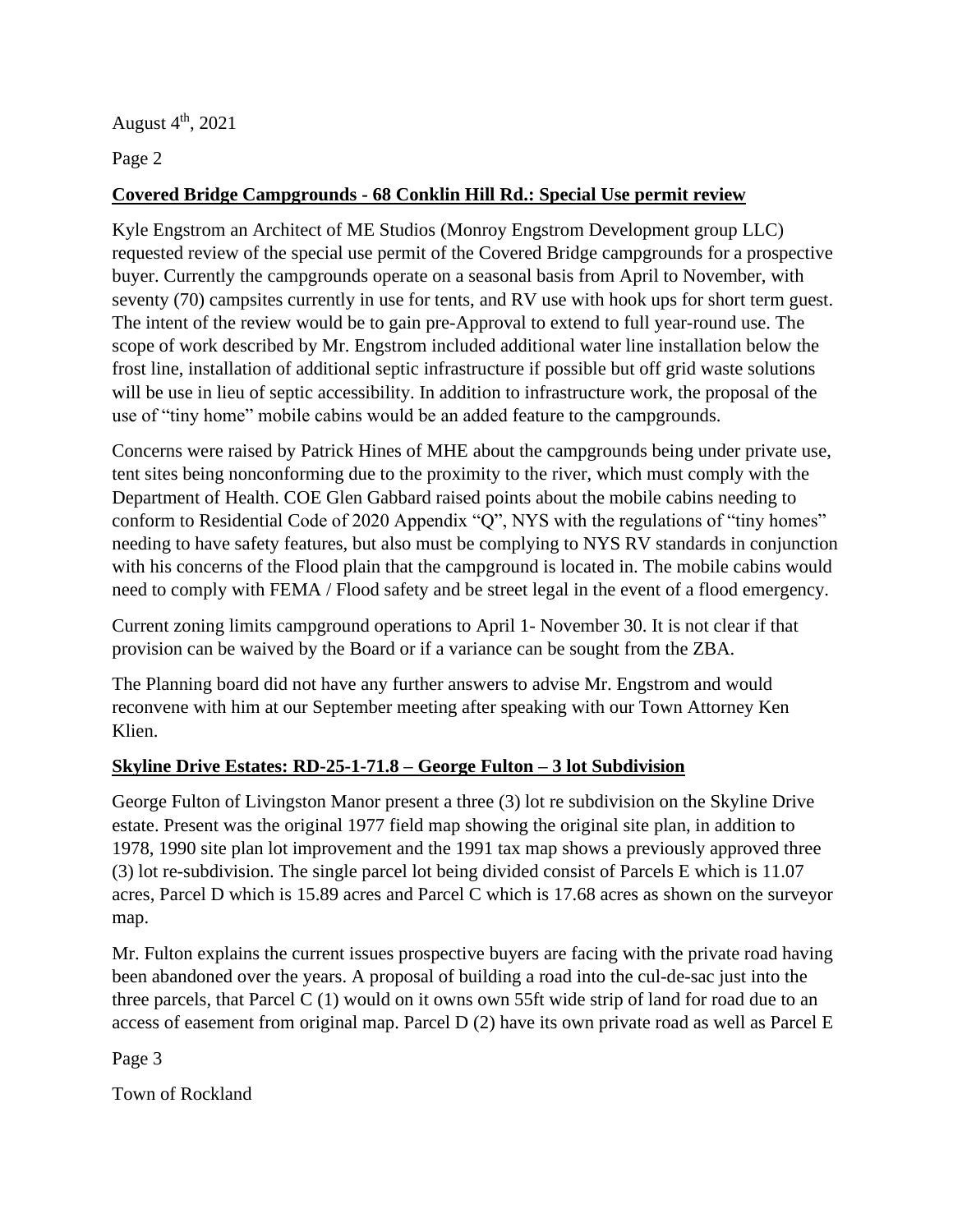**Covered Bridge Campgrounds - 68 Conklin Hill Rd.: Special Use permit review**

Kyle Engstrom an Architect of ME Studios (Monroy Engstrom Development group LLC) requested review of the special use permit of the Covered Bridge campgrounds for a prospective buyer. Currently the campgrounds operate on a seasonal basis from April to November, with seventy (70) campsites currently in use for tents, and RV use with hook ups for short term guest. The intent of the review would be to gain pre-Approval to extend to full year-round use. The scope of work described by Mr. Engstrom included additional water line installation below the frost line, installation of additional septic infrastructure if possible but off grid waste solutions will be use in lieu of septic accessibility. In addition to infrastructure work, the proposal of the use of "tiny home" mobile cabins would be an added feature to the campgrounds.

Concerns were raised by Patrick Hines of MHE about the campgrounds being under private use, tent sites being nonconforming due to the proximity to the river, which must comply with the Department of Health. COE Glen Gabbard raised points about the mobile cabins needing to conform to Residential Code of 2020 Appendix "Q", NYS with the regulations of "tiny homes" needing to have safety features, but also must be complying to NYS RV standards in conjunction with his concerns of the Flood plain that the campground is located in. The mobile cabins would need to comply with FEMA / Flood safety and be street legal in the event of a flood emergency.

Current zoning limits campground operations to April 1- November 30. It is not clear if that provision can be waived by the Board or if a variance can be sought from the ZBA.

The Planning board did not have any further answers to advise Mr. Engstrom and would reconvene with him at our September meeting after speaking with our Town Attorney Ken Klien.

**Skyline Drive Estates: RD-25-1-71.8 – George Fulton – 3 lot Subdivision**

George Fulton of Livingston Manor present a three (3) lot re subdivision on the Skyline Drive estate. Present was the original 1977 field map showing the original site plan, in addition to 1978, 1990 site plan lot improvement and the 1991 tax map shows a previously approved three (3) lot re-subdivision. The single parcel lot being divided consist of Parcels E which is 11.07 acres, Parcel D which is 15.89 acres and Parcel C which is 17.68 acres as shown on the surveyor map.

Mr. Fulton explains the current issues prospective buyers are facing with the private road having been abandoned over the years. A proposal of building a road into the cul-de-sac just into the three parcels, that Parcel C (1) would on it owns own 55ft wide strip of land for road due to an access of easement from original map. Parcel D (2) have its own private road as well as Parcel E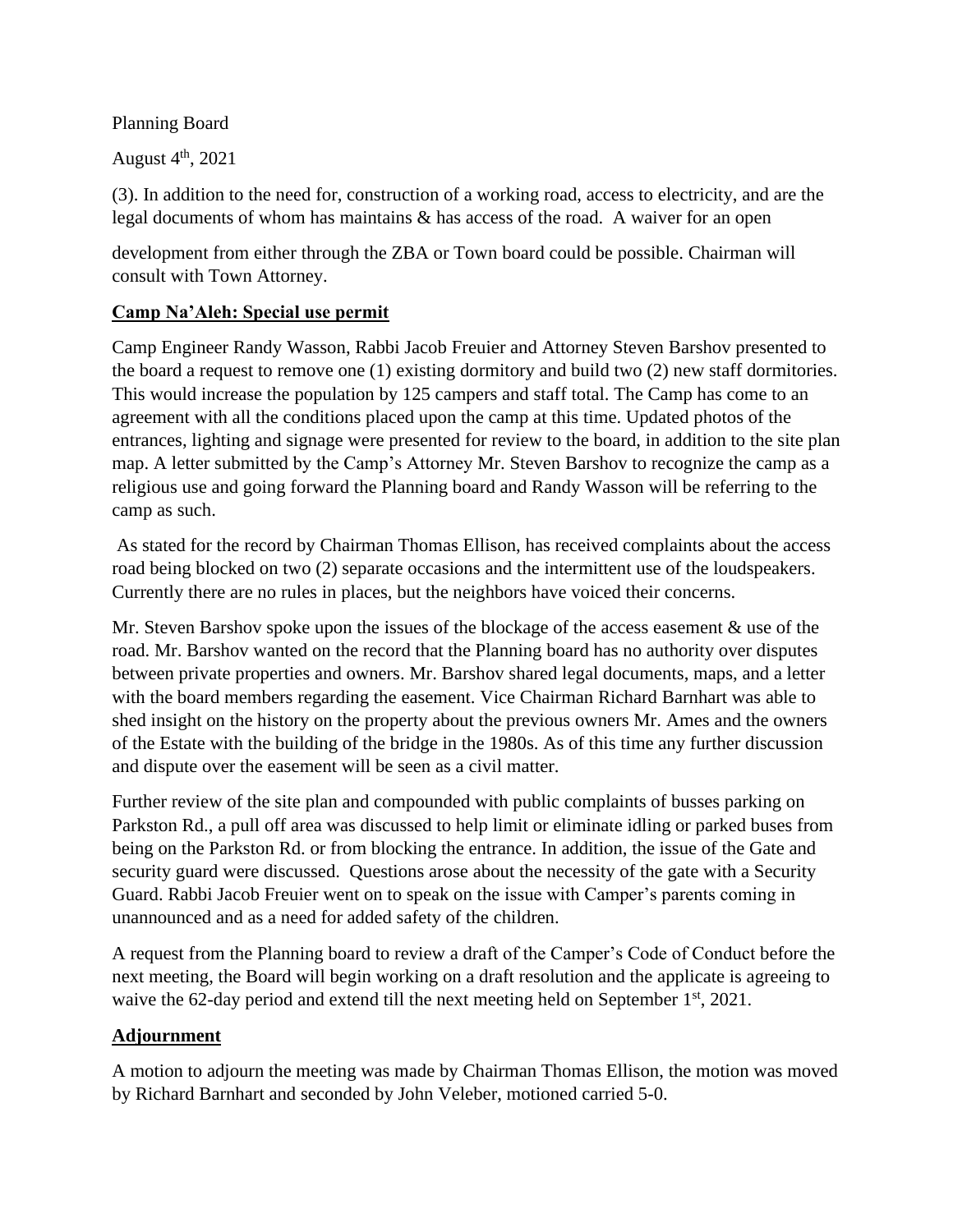Planning Board

August 4th, 2021

(3). In addition to the need for, construction of a working road, access to electricity, and are the legal documents of whom has maintains & has access of the road. A waiver for an open

development from either through the ZBA or Town board could be possible. Chairman will consult with Town Attorney.

## Camp Na'Aleh: Special use permit

Camp Engineer Randy Wasson, Rabbi Jacob Freuier and Attorney Steven Barshov presented to the board a request to remove one (1) existing dormitory and build two (2) new staff dormitories. This would increase the population by 125 campers and staff total. The Camp has come to an agreement with all the conditions placed upon the camp at this time. Updated photos of the entrances, lighting and signage were presented for review to the board, in addition to the site plan map. A letter submitted by the Camp's Attorney Mr. Steven Barshov to recognize the camp as a religious use and going forward the Planning board and Randy Wasson will be referring to the camp as such.

As stated for the record by Chairman Thomas Ellison, has received complaints about the access road being blocked on two (2) separate occasions and the intermittent use of the loudspeakers. Currently there are no rules in places, but the neighbors have voiced their concerns.

Mr. Steven Barshov spoke upon the issues of the blockage of the access easement & use of the road. Mr. Barshov wanted on the record that the Planning board has no authority over disputes between private properties and owners. Mr. Barshov shared legal documents, maps, and a letter with the board members regarding the easement. Vice Chairman Richard Barnhart was able to shed insight on the history on the property about the previous owners Mr. Ames and the owners of the Estate with the building of the bridge in the 1980s. As of this time any further discussion and dispute over the easement will be seen as a civil matter.

Further review of the site plan and compounded with public complaints of busses parking on Parkston Rd., a pull off area was discussed to help limit or eliminate idling or parked buses from being on the Parkston Rd. or from blocking the entrance. In addition, the issue of the Gate and security guard were discussed. Questions arose about the necessity of the gate with a Security Guard. Rabbi Jacob Freuier went on to speak on the issue with Camper's parents coming in unannounced and as a need for added safety of the children.

A request from the Planning board to review a draft of the Camper's Code of Conduct before the next meeting, the Board will begin working on a draft resolution and the applicate is agreeing to waive the 62-day period and extend till the next meeting held on September 1st, 2021.

## Adjournment

A motion to adjourn the meeting was made by Chairman Thomas Ellison, the motion was moved by Richard Barnhart and seconded by John Veleber, motioned carried 5-0.